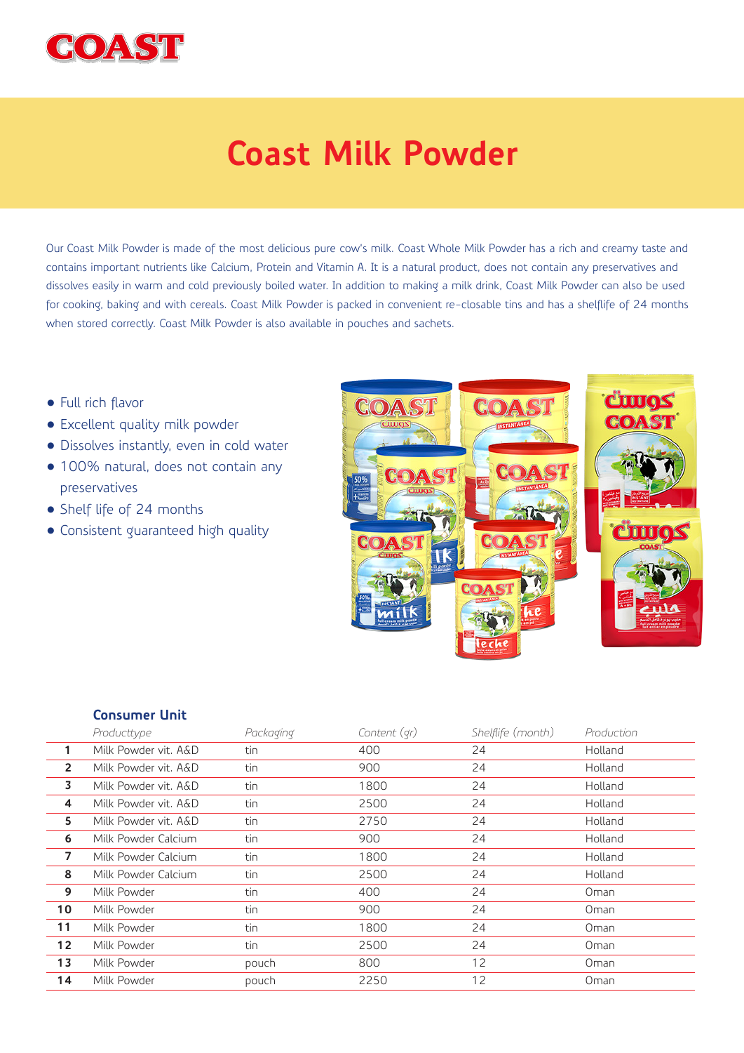COAST

# Coast Milk Powder

Our Coast Milk Powder is made of the most delicious pure cow's milk. Coast Whole Milk Powder has a rich and creamy taste and contains important nutrients like Calcium, Protein and Vitamin A. It is a natural product, does not contain any preservatives and dissolves easily in warm and cold previously boiled water. In addition to making a milk drink, Coast Milk Powder can also be used for cooking, baking and with cereals. Coast Milk Powder is packed in convenient re-closable tins and has a shelflife of 24 months when stored correctly. Coast Milk Powder is also available in pouches and sachets.

- Full rich flavor
- Excellent quality milk powder
- Dissolves instantly, even in cold water
- 100% natural, does not contain any preservatives
- Shelf life of 24 months
- Consistent guaranteed high quality

### Consumer Unit

| | Producttype | Packaging | Content (gr) | Shelflife (month) | Production |
|---|---|---|---|---|---|
| 1 | Milk Powder vit. A&D | tin | 400 | 24 | Holland |
| 2 | Milk Powder vit. A&D | tin | 900 | 24 | Holland |
| 3 | Milk Powder vit. A&D | tin | 1800 | 24 | Holland |
| 4 | Milk Powder vit. A&D | tin | 2500 | 24 | Holland |
| 5 | Milk Powder vit. A&D | tin | 2750 | 24 | Holland |
| 6 | Milk Powder Calcium | tin | 900 | 24 | Holland |
| 7 | Milk Powder Calcium | tin | 1800 | 24 | Holland |
| 8 | Milk Powder Calcium | tin | 2500 | 24 | Holland |
| 9 | Milk Powder | tin | 400 | 24 | Oman |
| 10 | Milk Powder | tin | 900 | 24 | Oman |
| 11 | Milk Powder | tin | 1800 | 24 | Oman |
| 12 | Milk Powder | tin | 2500 | 24 | Oman |
| 13 | Milk Powder | pouch | 800 | 12 | Oman |
| 14 | Milk Powder | pouch | 2250 | 12 | Oman |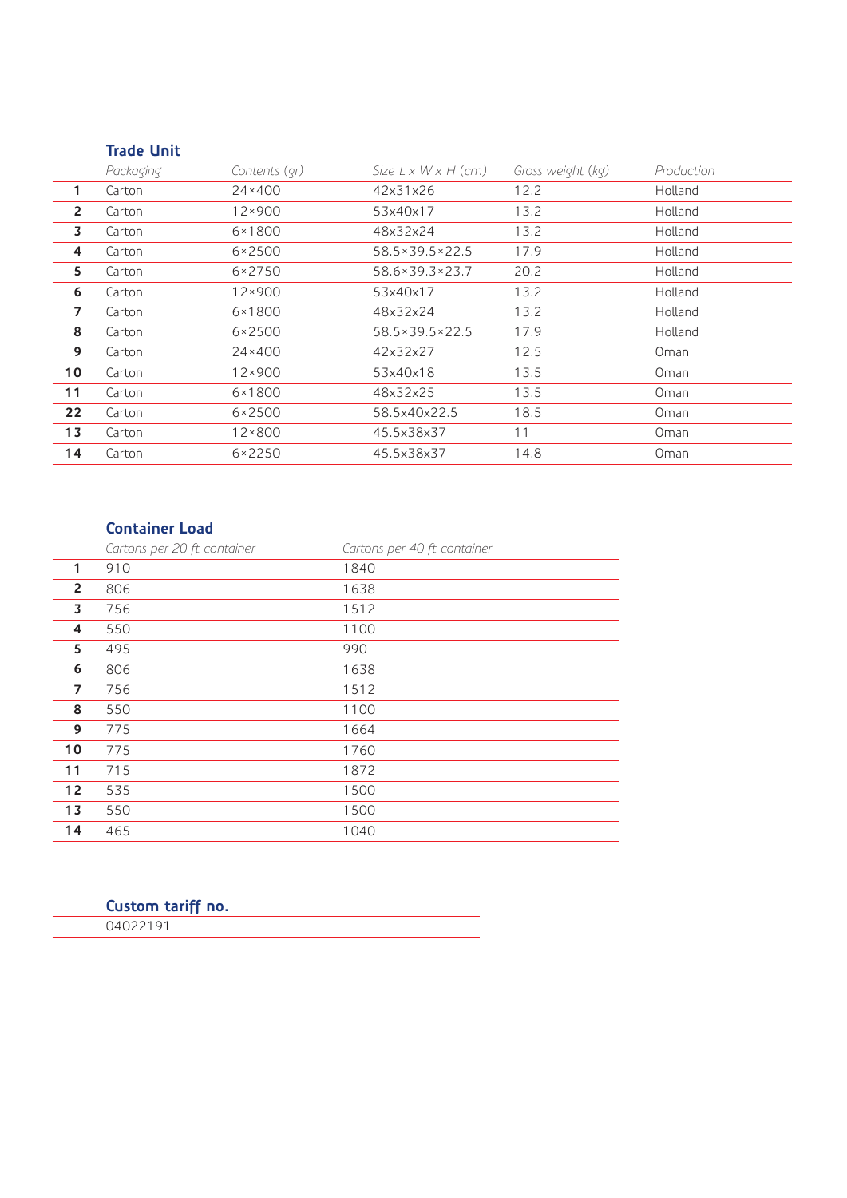## Trade Unit

| | *Packaging* | *Contents (gr)* | *Size L x W x H (cm)* | *Gross weight (kg)* | *Production* |
|---|---|---|---|---|---|
| **1** | Carton | 24×400 | 42x31x26 | 12.2 | Holland |
| **2** | Carton | 12×900 | 53x40x17 | 13.2 | Holland |
| **3** | Carton | 6×1800 | 48x32x24 | 13.2 | Holland |
| **4** | Carton | 6×2500 | 58.5×39.5×22.5 | 17.9 | Holland |
| **5** | Carton | 6×2750 | 58.6×39.3×23.7 | 20.2 | Holland |
| **6** | Carton | 12×900 | 53x40x17 | 13.2 | Holland |
| **7** | Carton | 6×1800 | 48x32x24 | 13.2 | Holland |
| **8** | Carton | 6×2500 | 58.5×39.5×22.5 | 17.9 | Holland |
| **9** | Carton | 24×400 | 42x32x27 | 12.5 | Oman |
| **10** | Carton | 12×900 | 53x40x18 | 13.5 | Oman |
| **11** | Carton | 6×1800 | 48x32x25 | 13.5 | Oman |
| **22** | Carton | 6×2500 | 58.5x40x22.5 | 18.5 | Oman |
| **13** | Carton | 12×800 | 45.5x38x37 | 11 | Oman |
| **14** | Carton | 6×2250 | 45.5x38x37 | 14.8 | Oman |

## Container Load

| | *Cartons per 20 ft container* | *Cartons per 40 ft container* |
|---|---|---|
| **1** | 910 | 1840 |
| **2** | 806 | 1638 |
| **3** | 756 | 1512 |
| **4** | 550 | 1100 |
| **5** | 495 | 990 |
| **6** | 806 | 1638 |
| **7** | 756 | 1512 |
| **8** | 550 | 1100 |
| **9** | 775 | 1664 |
| **10** | 775 | 1760 |
| **11** | 715 | 1872 |
| **12** | 535 | 1500 |
| **13** | 550 | 1500 |
| **14** | 465 | 1040 |

## Custom tariff no.

04022191